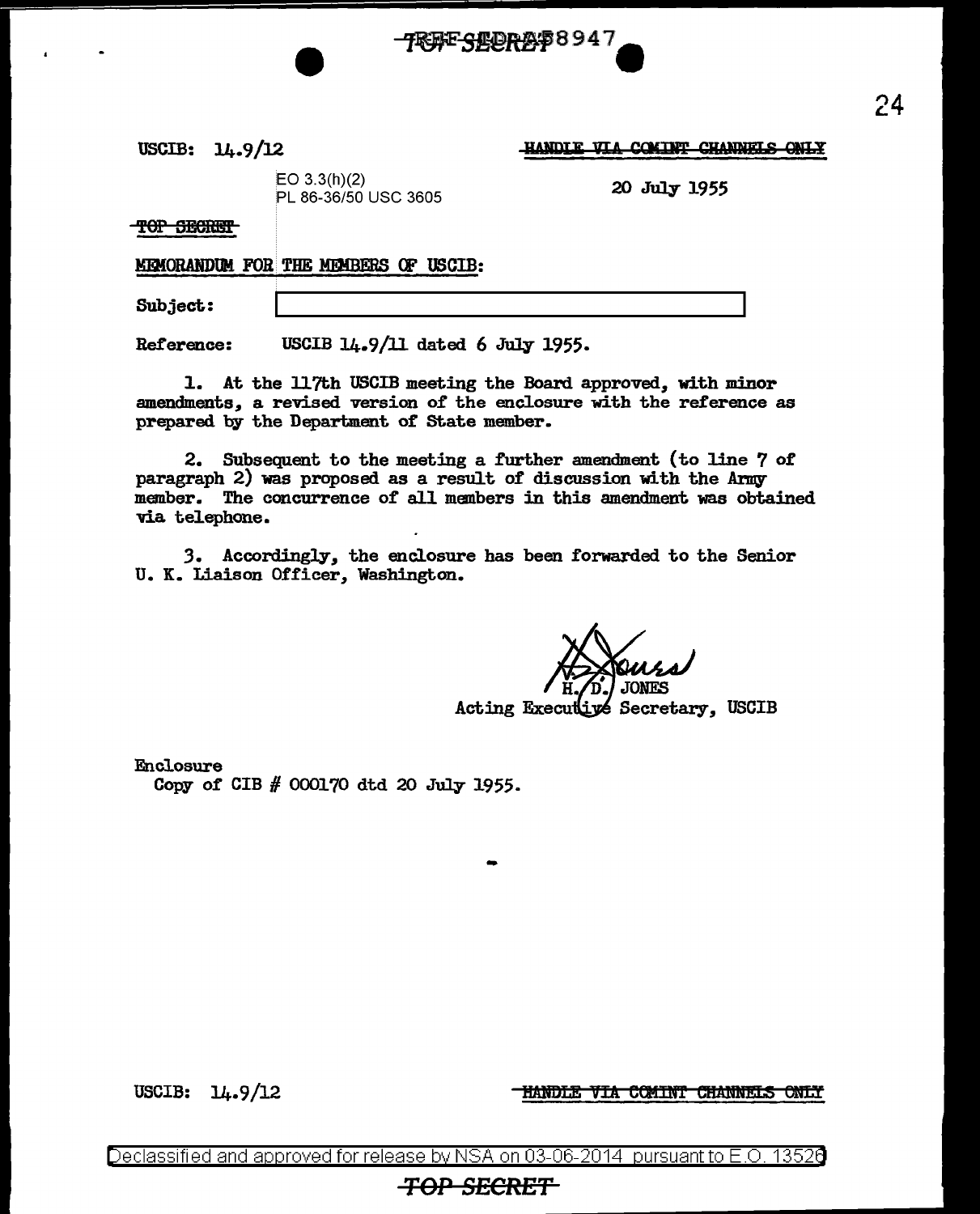USCIB: 14.9/12

~~HANDLE VIA COMINT CHANNELS ONLY~~

EO 3.3(h)(2)
PL 86-36/50 USC 3605

20 July 1955

~~TOP SECRET~~

MEMORANDUM FOR THE MEMBERS OF USCIB:

Subject: [redacted]

Reference: USCIB 14.9/11 dated 6 July 1955.

1. At the 117th USCIB meeting the Board approved, with minor amendments, a revised version of the enclosure with the reference as prepared by the Department of State member.

2. Subsequent to the meeting a further amendment (to line 7 of paragraph 2) was proposed as a result of discussion with the Army member. The concurrence of all members in this amendment was obtained via telephone.

3. Accordingly, the enclosure has been forwarded to the Senior U. K. Liaison Officer, Washington.

H. D. JONES
Acting Executive Secretary, USCIB

Enclosure
Copy of CIB # 000170 dtd 20 July 1955.

USCIB: 14.9/12

~~HANDLE VIA COMINT CHANNELS ONLY~~

Declassified and approved for release by NSA on 03-06-2014 pursuant to E.O. 13526

~~TOP SECRET~~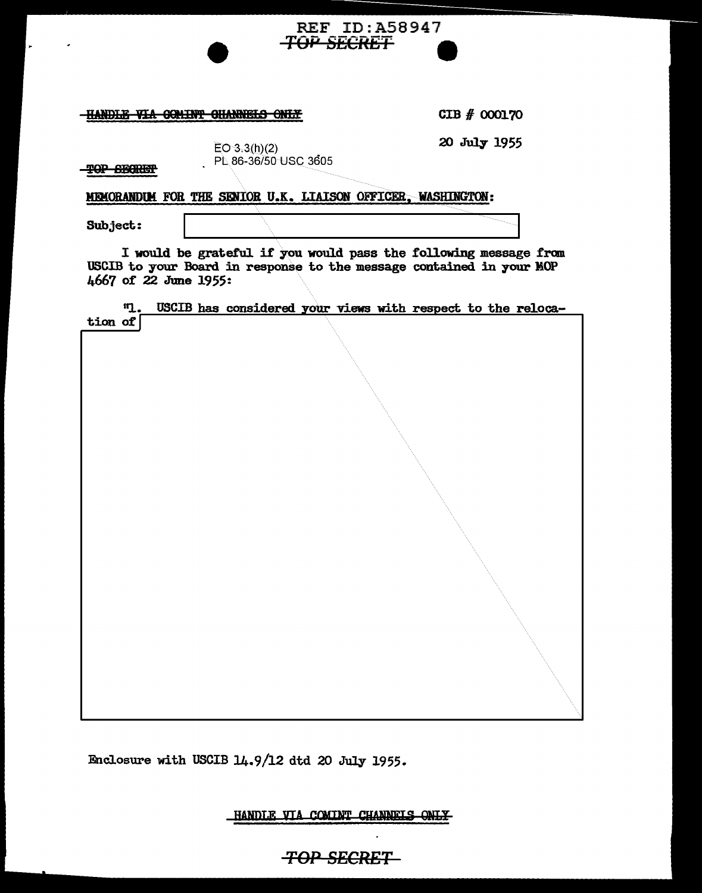REF ID:A58947

~~TOP SECRET~~

~~HANDLE VIA COMINT CHANNELS ONLY~~

CIB # 000170

20 July 1955

EO 3.3(h)(2)
PL 86-36/50 USC 3605

~~TOP SECRET~~

MEMORANDUM FOR THE SENIOR U.K. LIAISON OFFICER, WASHINGTON:

Subject: [redacted]

I would be grateful if you would pass the following message from USCIB to your Board in response to the message contained in your MOP 4667 of 22 June 1955:

"1. USCIB has considered your views with respect to the relocation of [redacted]

Enclosure with USCIB 14.9/12 dtd 20 July 1955.

~~HANDLE VIA COMINT CHANNELS ONLY~~

~~TOP SECRET~~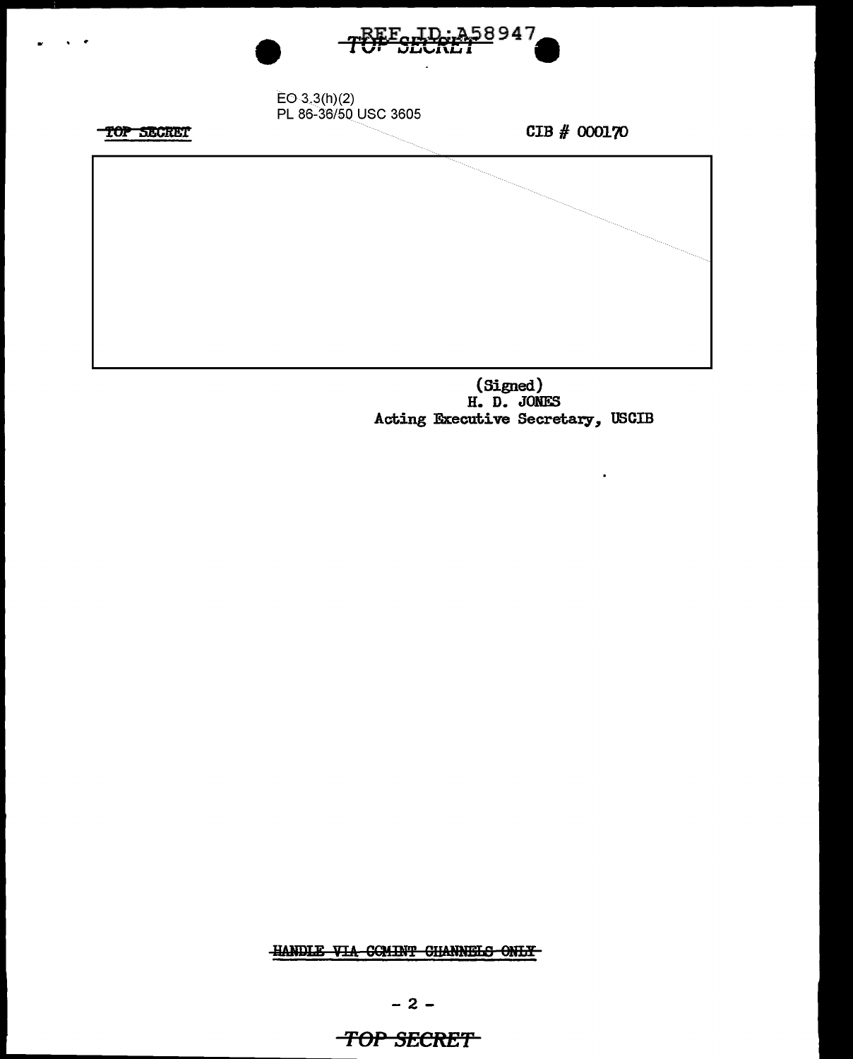EO 3.3(h)(2)
PL 86-36/50 USC 3605

TOP SECRET

CIB # 000170

(Signed)
H. D. JONES
Acting Executive Secretary, USCIB

HANDLE VIA COMINT CHANNELS ONLY

TOP SECRET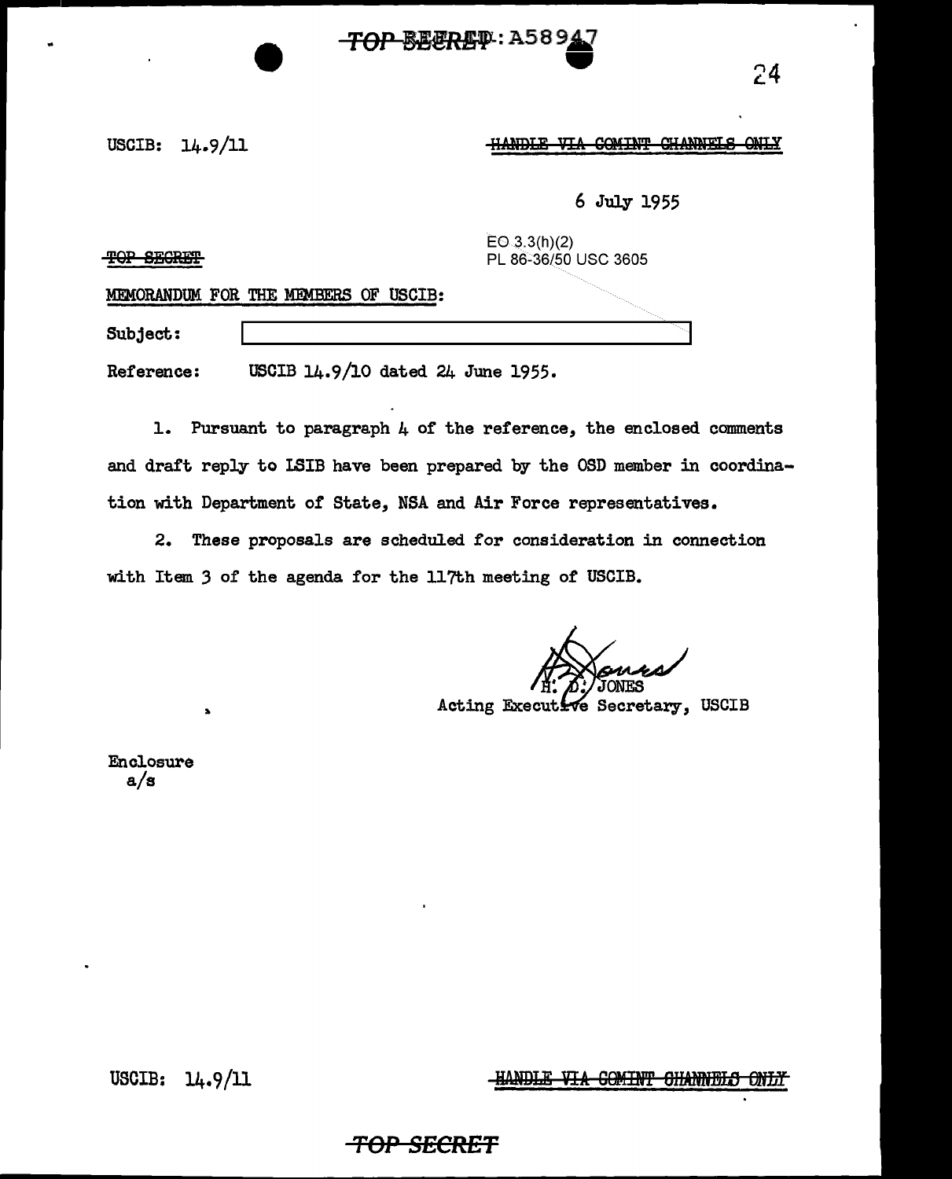USCIB: 14.9/11

~~HANDLE VIA COMINT CHANNELS ONLY~~

6 July 1955

~~TOP SECRET~~

EO 3.3(h)(2)
PL 86-36/50 USC 3605

MEMORANDUM FOR THE MEMBERS OF USCIB:

Subject: [redacted]

Reference: USCIB 14.9/10 dated 24 June 1955.

1. Pursuant to paragraph 4 of the reference, the enclosed comments and draft reply to LSIB have been prepared by the OSD member in coordination with Department of State, NSA and Air Force representatives.

2. These proposals are scheduled for consideration in connection with Item 3 of the agenda for the 117th meeting of USCIB.

H. D. JONES
Acting Executive Secretary, USCIB

Enclosure
a/s

USCIB: 14.9/11

~~HANDLE VIA COMINT CHANNELS ONLY~~

~~TOP SECRET~~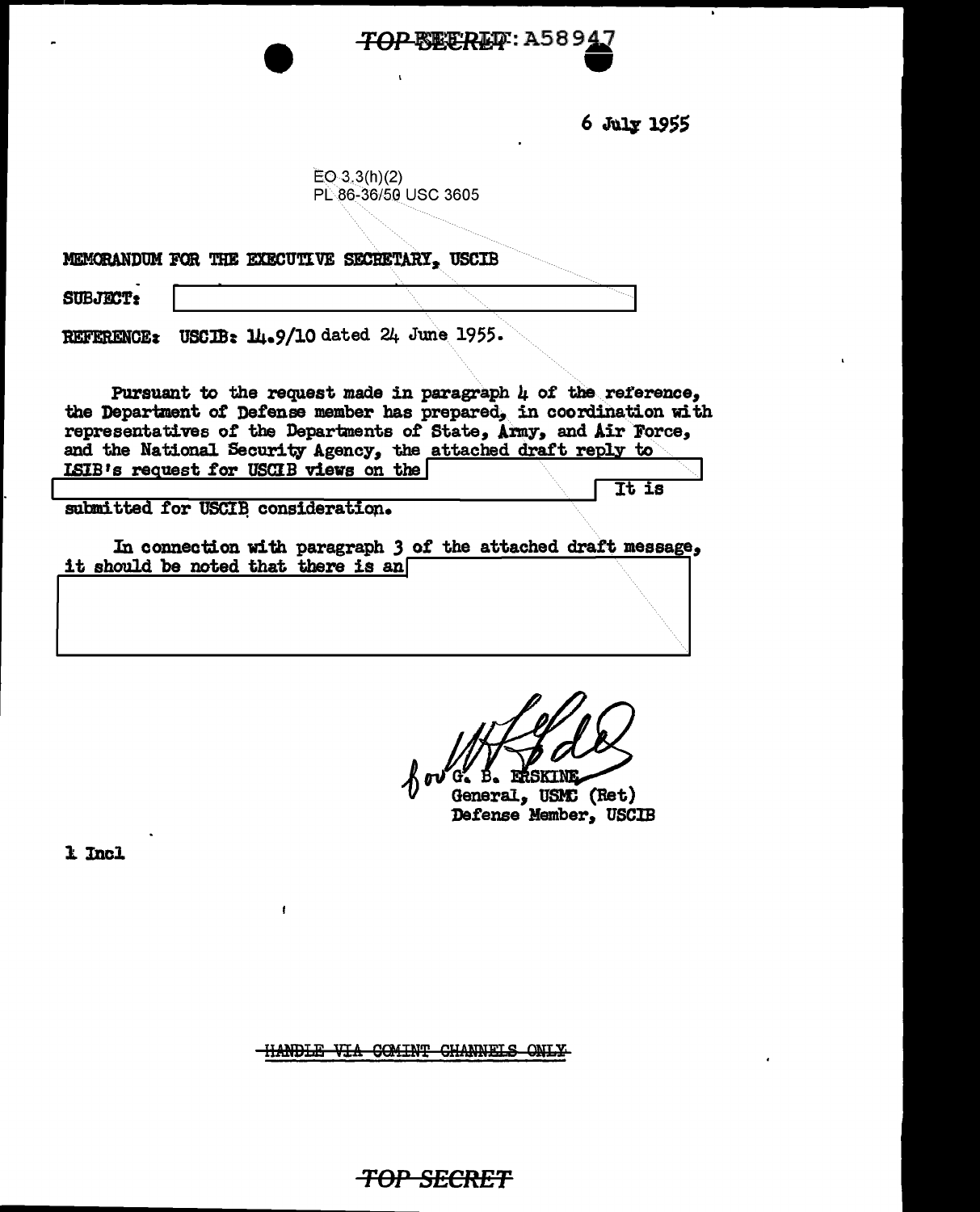TOP SECRET: A58947

6 July 1955

EO 3.3(h)(2)
PL 86-36/50 USC 3605

MEMORANDUM FOR THE EXECUTIVE SECRETARY, USCIB

SUBJECT: [redacted]

REFERENCE: USCIB: 14.9/10 dated 24 June 1955.

Pursuant to the request made in paragraph 4 of the reference, the Department of Defense member has prepared, in coordination with representatives of the Departments of State, Army, and Air Force, and the National Security Agency, the attached draft reply to LSIB's request for USCIB views on the [redacted] It is submitted for USCIB consideration.

In connection with paragraph 3 of the attached draft message, it should be noted that there is an [redacted]

for G. B. ERSKINE
General, USMC (Ret)
Defense Member, USCIB

1 Incl

HANDLE VIA COMINT CHANNELS ONLY

TOP SECRET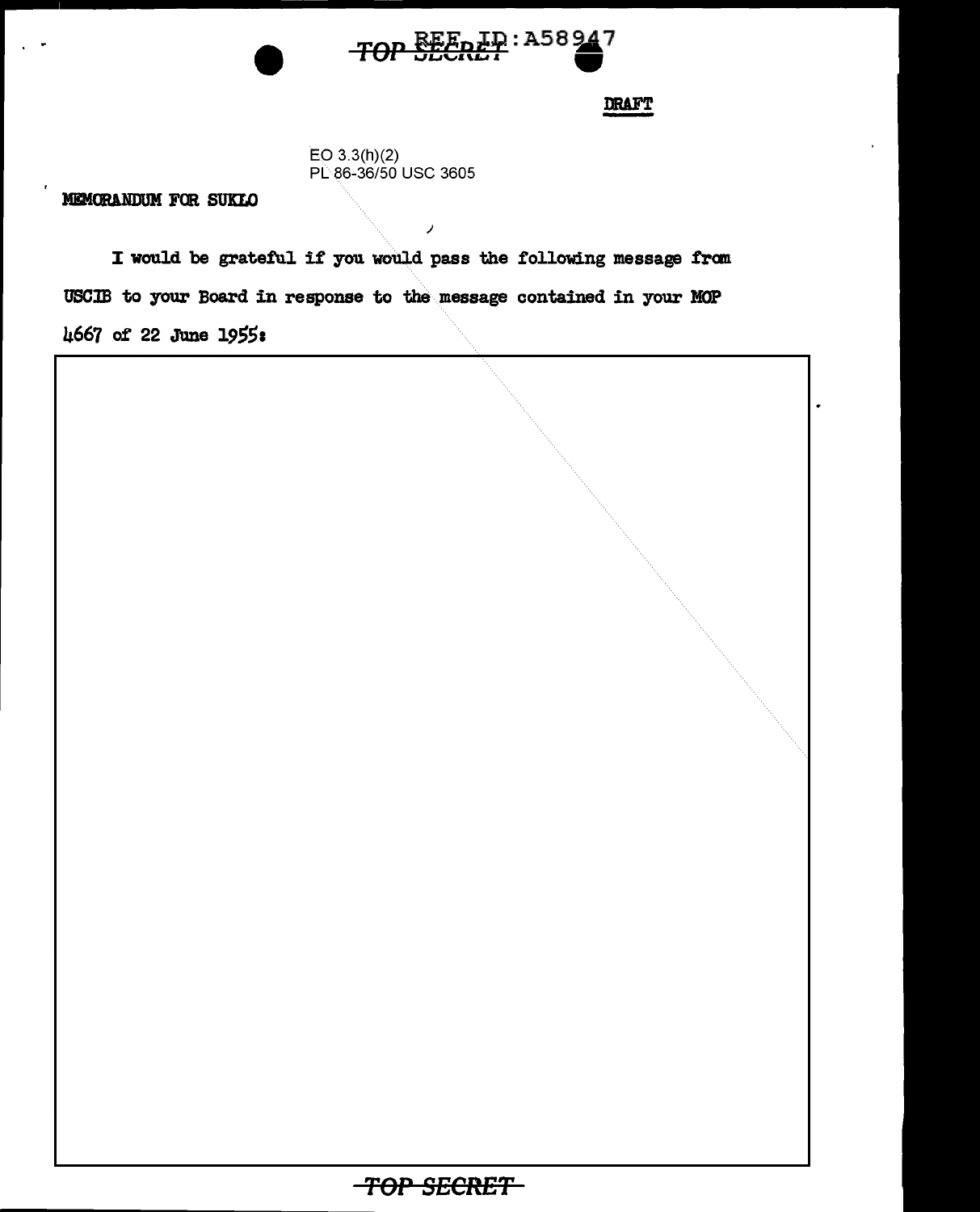DRAFT

EO 3.3(h)(2)
PL 86-36/50 USC 3605

MEMORANDUM FOR SUKLO

I would be grateful if you would pass the following message from USCIB to your Board in response to the message contained in your MOP 4667 of 22 June 1955: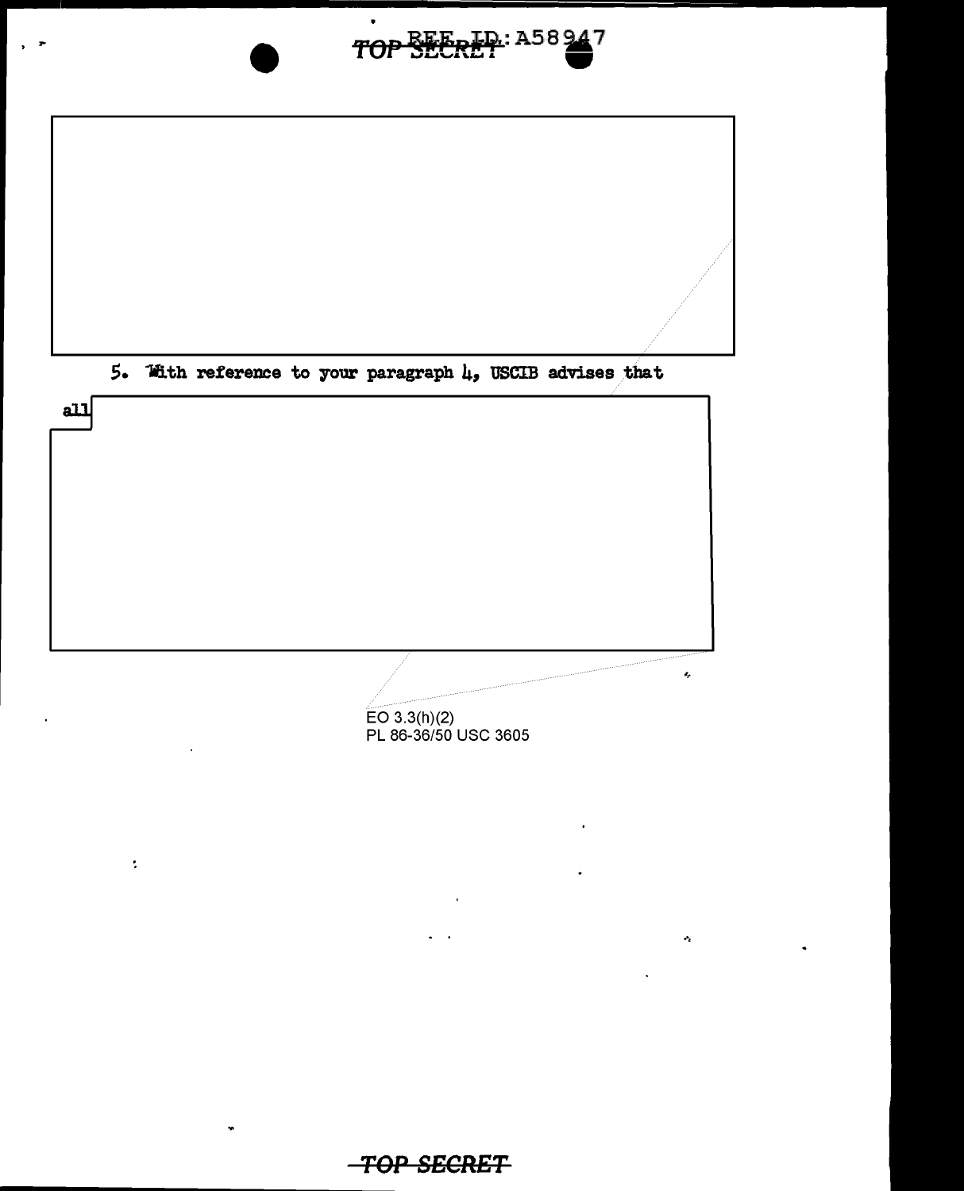5. With reference to your paragraph 4, USCIB advises that

all

EO 3.3(h)(2)
PL 86-36/50 USC 3605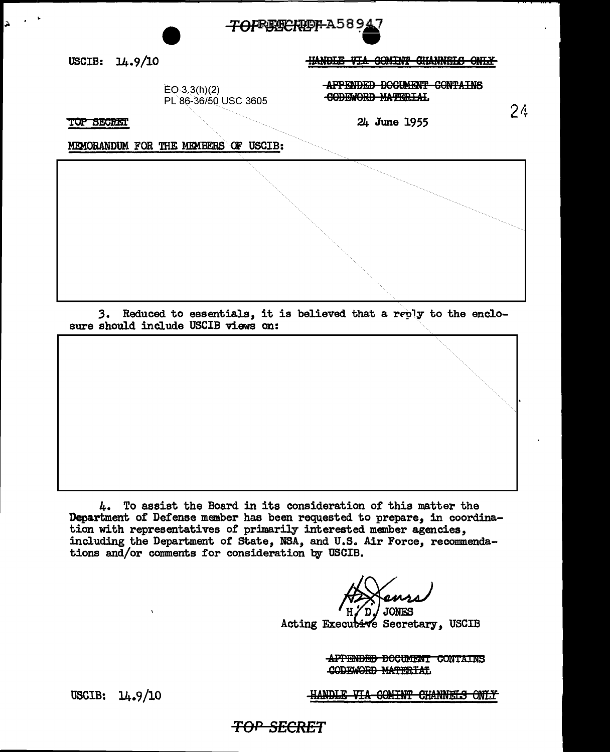USCIB: 14.9/10

~~HANDLE VIA COMINT CHANNELS ONLY~~

EO 3.3(h)(2)
PL 86-36/50 USC 3605

~~APPENDED DOCUMENT CONTAINS CODEWORD MATERIAL~~

~~TOP SECRET~~

24 June 1955

MEMORANDUM FOR THE MEMBERS OF USCIB:

3. Reduced to essentials, it is believed that a reply to the enclosure should include USCIB views on:

4. To assist the Board in its consideration of this matter the Department of Defense member has been requested to prepare, in coordination with representatives of primarily interested member agencies, including the Department of State, NSA, and U.S. Air Force, recommendations and/or comments for consideration by USCIB.

H. D. JONES
Acting Executive Secretary, USCIB

~~APPENDED DOCUMENT CONTAINS CODEWORD MATERIAL~~

USCIB: 14.9/10

~~HANDLE VIA COMINT CHANNELS ONLY~~

~~TOP SECRET~~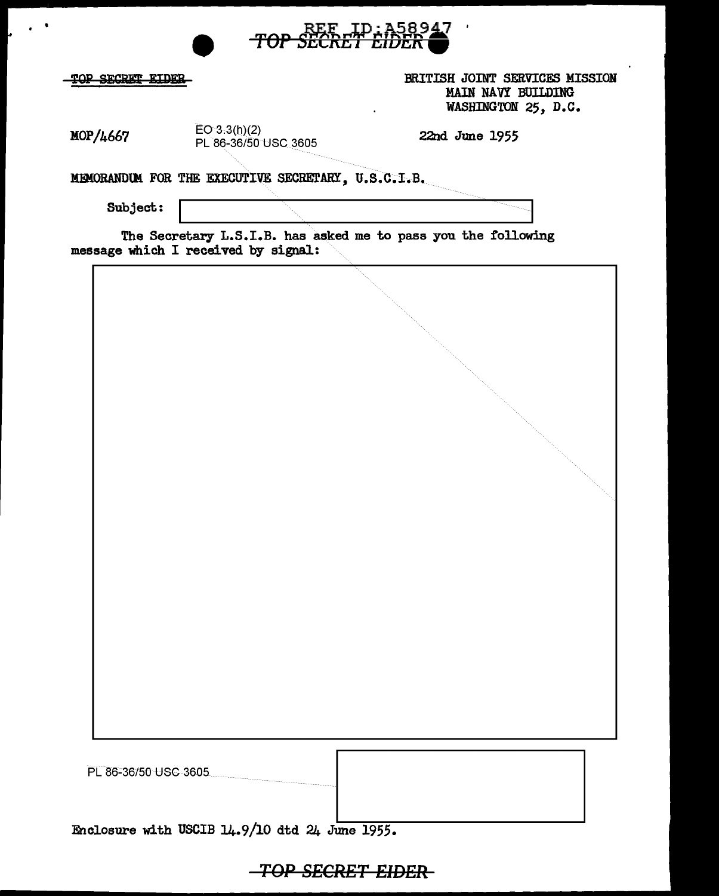REF ID:A58947

~~TOP SECRET EIDER~~

~~TOP SECRET EIDER~~

BRITISH JOINT SERVICES MISSION
MAIN NAVY BUILDING
WASHINGTON 25, D.C.

MOP/4667

EO 3.3(h)(2)
PL 86-36/50 USC 3605

22nd June 1955

MEMORANDUM FOR THE EXECUTIVE SECRETARY, U.S.C.I.B.

Subject: [ ]

The Secretary L.S.I.B. has asked me to pass you the following message which I received by signal:

[ ]

PL 86-36/50 USC 3605

[ ]

Enclosure with USCIB 14.9/10 dtd 24 June 1955.

~~TOP SECRET EIDER~~